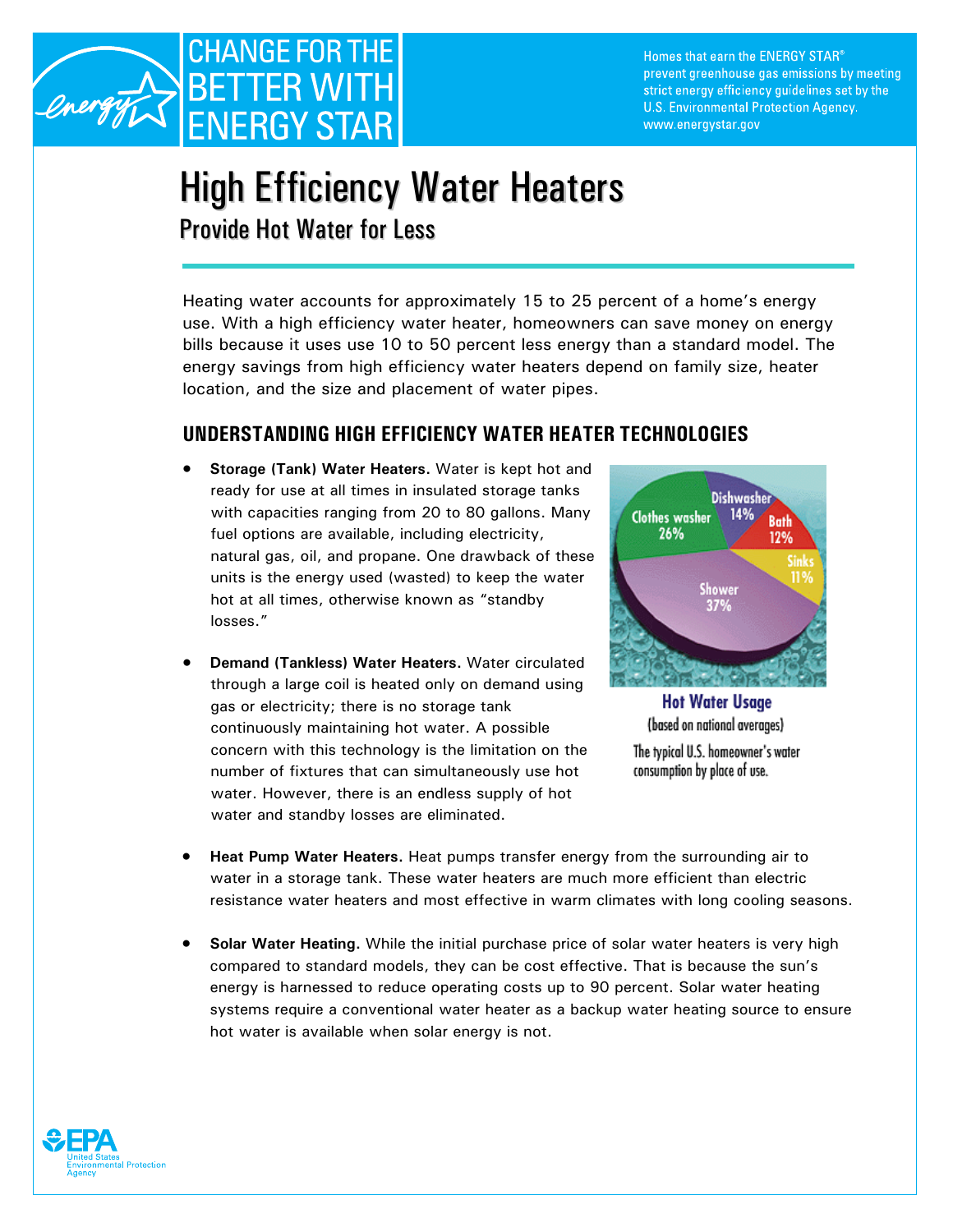# CHANGE FOR THE BETTER WITH ENERGY STAR

Homes that earn the ENERGY STAR® prevent greenhouse gas emissions by meeting strict energy efficiency guidelines set by the U.S. Environmental Protection Agency. www.energystar.gov

# High Efficiency Water Heaters

## Provide Hot Water for Less

Heating water accounts for approximately 15 to 25 percent of a home's energy use. With a high efficiency water heater, homeowners can save money on energy bills because it uses use 10 to 50 percent less energy than a standard model. The energy savings from high efficiency water heaters depend on family size, heater location, and the size and placement of water pipes.

## UNDERSTANDING HIGH EFFICIENCY WATER HEATER TECHNOLOGIES

- **Storage (Tank) Water Heaters.** Water is kept hot and ready for use at all times in insulated storage tanks with capacities ranging from 20 to 80 gallons. Many fuel options are available, including electricity, natural gas, oil, and propane. One drawback of these units is the energy used (wasted) to keep the water hot at all times, otherwise known as "standby losses."

- **Demand (Tankless) Water Heaters.** Water circulated through a large coil is heated only on demand using gas or electricity; there is no storage tank continuously maintaining hot water. A possible concern with this technology is the limitation on the number of fixtures that can simultaneously use hot water. However, there is an endless supply of hot water and standby losses are eliminated.

Clothes washer 26%, Dishwasher 14%, Bath 12%, Sinks 11%, Shower 37%

**Hot Water Usage**
(based on national averages)
The typical U.S. homeowner's water consumption by place of use.

- **Heat Pump Water Heaters.** Heat pumps transfer energy from the surrounding air to water in a storage tank. These water heaters are much more efficient than electric resistance water heaters and most effective in warm climates with long cooling seasons.

- **Solar Water Heating.** While the initial purchase price of solar water heaters is very high compared to standard models, they can be cost effective. That is because the sun's energy is harnessed to reduce operating costs up to 90 percent. Solar water heating systems require a conventional water heater as a backup water heating source to ensure hot water is available when solar energy is not.

EPA United States Environmental Protection Agency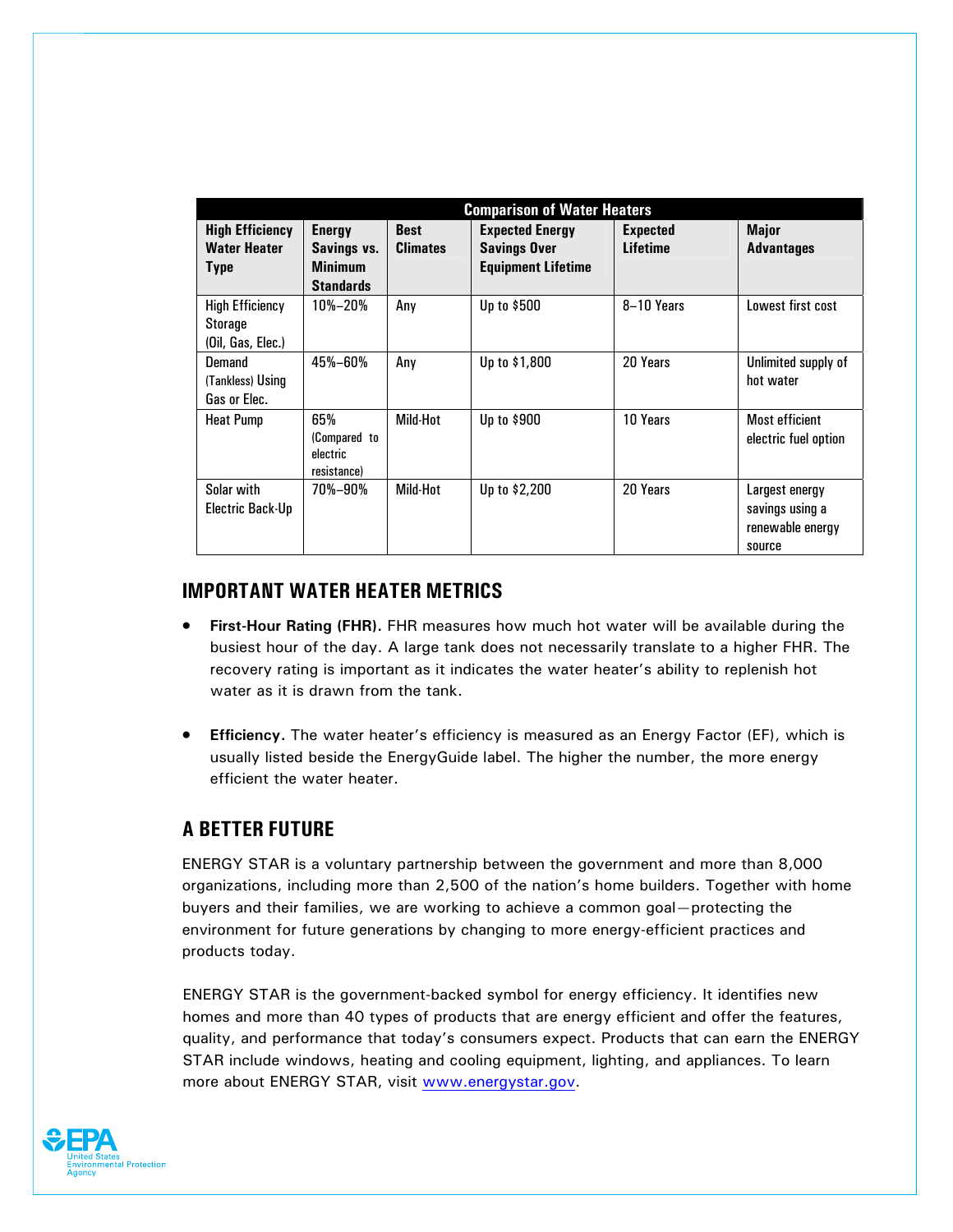| Comparison of Water Heaters | | | | | |
|---|---|---|---|---|---|
| **High Efficiency Water Heater Type** | **Energy Savings vs. Minimum Standards** | **Best Climates** | **Expected Energy Savings Over Equipment Lifetime** | **Expected Lifetime** | **Major Advantages** |
| High Efficiency Storage (Oil, Gas, Elec.) | 10%–20% | Any | Up to $500 | 8–10 Years | Lowest first cost |
| Demand (Tankless) Using Gas or Elec. | 45%–60% | Any | Up to $1,800 | 20 Years | Unlimited supply of hot water |
| Heat Pump | 65% (Compared to electric resistance) | Mild-Hot | Up to $900 | 10 Years | Most efficient electric fuel option |
| Solar with Electric Back-Up | 70%–90% | Mild-Hot | Up to $2,200 | 20 Years | Largest energy savings using a renewable energy source |

## IMPORTANT WATER HEATER METRICS

- **First-Hour Rating (FHR).** FHR measures how much hot water will be available during the busiest hour of the day. A large tank does not necessarily translate to a higher FHR. The recovery rating is important as it indicates the water heater's ability to replenish hot water as it is drawn from the tank.

- **Efficiency.** The water heater's efficiency is measured as an Energy Factor (EF), which is usually listed beside the EnergyGuide label. The higher the number, the more energy efficient the water heater.

## A BETTER FUTURE

ENERGY STAR is a voluntary partnership between the government and more than 8,000 organizations, including more than 2,500 of the nation's home builders. Together with home buyers and their families, we are working to achieve a common goal—protecting the environment for future generations by changing to more energy-efficient practices and products today.

ENERGY STAR is the government-backed symbol for energy efficiency. It identifies new homes and more than 40 types of products that are energy efficient and offer the features, quality, and performance that today's consumers expect. Products that can earn the ENERGY STAR include windows, heating and cooling equipment, lighting, and appliances. To learn more about ENERGY STAR, visit [www.energystar.gov](http://www.energystar.gov).

EPA United States Environmental Protection Agency